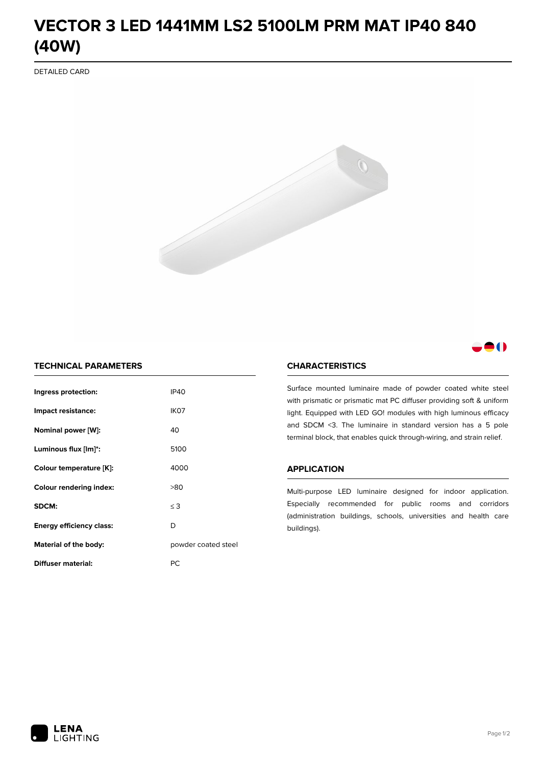# VECTOR 3 LED 1441MM LS2 5100LM PRM MAT IP40 840 (40W)

DETAILED CARD

## TECHNICAL PARAMETERS

| | |
|---|---|
| **Ingress protection:** | IP40 |
| **Impact resistance:** | IK07 |
| **Nominal power [W]:** | 40 |
| **Luminous flux [lm]*:** | 5100 |
| **Colour temperature [K]:** | 4000 |
| **Colour rendering index:** | >80 |
| **SDCM:** | ≤ 3 |
| **Energy efficiency class:** | D |
| **Material of the body:** | powder coated steel |
| **Diffuser material:** | PC |

## CHARACTERISTICS

Surface mounted luminaire made of powder coated white steel with prismatic or prismatic mat PC diffuser providing soft & uniform light. Equipped with LED GO! modules with high luminous efficacy and SDCM <3. The luminaire in standard version has a 5 pole terminal block, that enables quick through-wiring, and strain relief.

## APPLICATION

Multi-purpose LED luminaire designed for indoor application. Especially recommended for public rooms and corridors (administration buildings, schools, universities and health care buildings).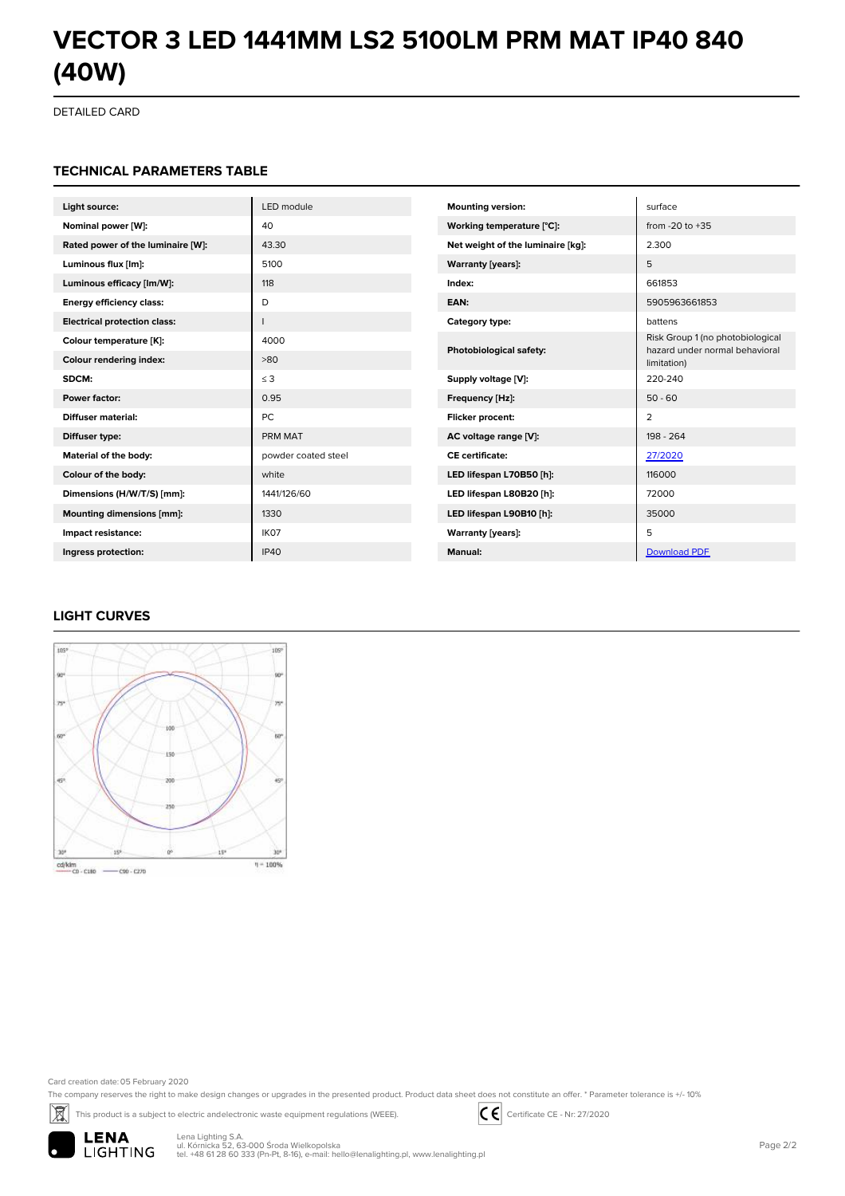# VECTOR 3 LED 1441MM LS2 5100LM PRM MAT IP40 840 (40W)

DETAILED CARD

## TECHNICAL PARAMETERS TABLE

| | | | |
|---|---|---|---|
| **Light source:** | LED module | **Mounting version:** | surface |
| **Nominal power [W]:** | 40 | **Working temperature [°C]:** | from -20 to +35 |
| **Rated power of the luminaire [W]:** | 43.30 | **Net weight of the luminaire [kg]:** | 2.300 |
| **Luminous flux [lm]:** | 5100 | **Warranty [years]:** | 5 |
| **Luminous efficacy [lm/W]:** | 118 | **Index:** | 661853 |
| **Energy efficiency class:** | D | **EAN:** | 5905963661853 |
| **Electrical protection class:** | I | **Category type:** | battens |
| **Colour temperature [K]:** | 4000 | **Photobiological safety:** | Risk Group 1 (no photobiological hazard under normal behavioral limitation) |
| **Colour rendering index:** | >80 | | |
| **SDCM:** | ≤ 3 | **Supply voltage [V]:** | 220-240 |
| **Power factor:** | 0.95 | **Frequency [Hz]:** | 50 - 60 |
| **Diffuser material:** | PC | **Flicker procent:** | 2 |
| **Diffuser type:** | PRM MAT | **AC voltage range [V]:** | 198 - 264 |
| **Material of the body:** | powder coated steel | **CE certificate:** | 27/2020 |
| **Colour of the body:** | white | **LED lifespan L70B50 [h]:** | 116000 |
| **Dimensions (H/W/T/S) [mm]:** | 1441/126/60 | **LED lifespan L80B20 [h]:** | 72000 |
| **Mounting dimensions [mm]:** | 1330 | **LED lifespan L90B10 [h]:** | 35000 |
| **Impact resistance:** | IK07 | **Warranty [years]:** | 5 |
| **Ingress protection:** | IP40 | **Manual:** | Download PDF |

## LIGHT CURVES

105° 105°
90° 90°
75° 75°
60° 60°
45° 45°
30° 15° 0° 15° 30°
100
150
200
250
cd/klm
C0 - C180 C90 - C270
η = 100%

Card creation date: 05 February 2020

The company reserves the right to make design changes or upgrades in the presented product. Product data sheet does not constitute an offer. * Parameter tolerance is +/- 10%

This product is a subject to electric andelectronic waste equipment regulations (WEEE).

Certificate CE - Nr: 27/2020

LENA LIGHTING

Lena Lighting S.A.
ul. Kórnicka 52, 63-000 Środa Wielkopolska
tel. +48 61 28 60 333 (Pn-Pt, 8-16), e-mail: hello@lenalighting.pl, www.lenalighting.pl